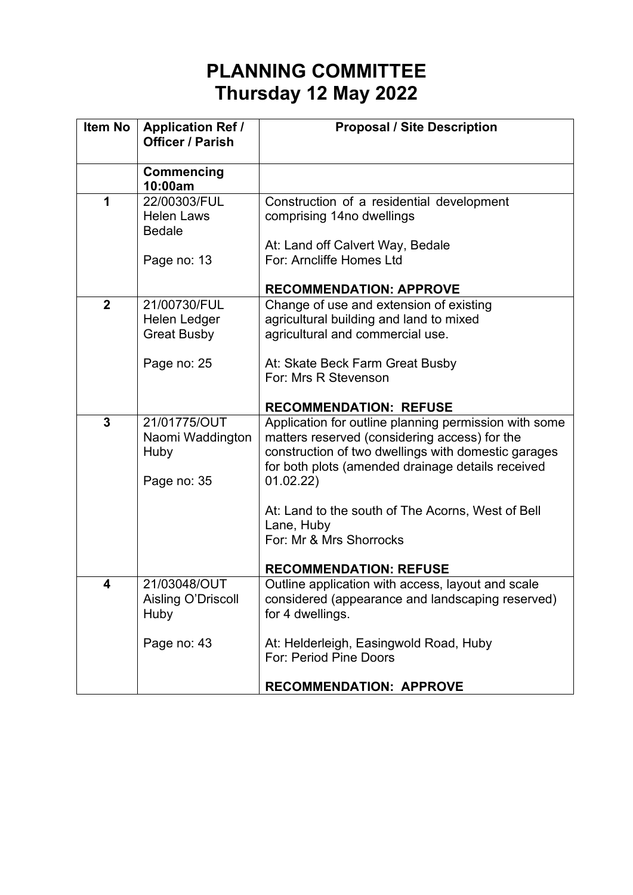# PLANNING COMMITTEE
# Thursday 12 May 2022

| Item No | Application Ref / Officer / Parish | Proposal / Site Description |
|---|---|---|
| | **Commencing 10:00am** | |
| **1** | 22/00303/FUL<br>Helen Laws<br>Bedale<br><br>Page no: 13 | Construction of a residential development comprising 14no dwellings<br><br>At: Land off Calvert Way, Bedale<br>For: Arncliffe Homes Ltd<br><br>**RECOMMENDATION: APPROVE** |
| **2** | 21/00730/FUL<br>Helen Ledger<br>Great Busby<br><br>Page no: 25 | Change of use and extension of existing agricultural building and land to mixed agricultural and commercial use.<br><br>At: Skate Beck Farm Great Busby<br>For: Mrs R Stevenson<br><br>**RECOMMENDATION: REFUSE** |
| **3** | 21/01775/OUT<br>Naomi Waddington<br>Huby<br><br>Page no: 35 | Application for outline planning permission with some matters reserved (considering access) for the construction of two dwellings with domestic garages for both plots (amended drainage details received 01.02.22)<br><br>At: Land to the south of The Acorns, West of Bell Lane, Huby<br>For: Mr & Mrs Shorrocks<br><br>**RECOMMENDATION: REFUSE** |
| **4** | 21/03048/OUT<br>Aisling O'Driscoll<br>Huby<br><br>Page no: 43 | Outline application with access, layout and scale considered (appearance and landscaping reserved) for 4 dwellings.<br><br>At: Helderleigh, Easingwold Road, Huby<br>For: Period Pine Doors<br><br>**RECOMMENDATION: APPROVE** |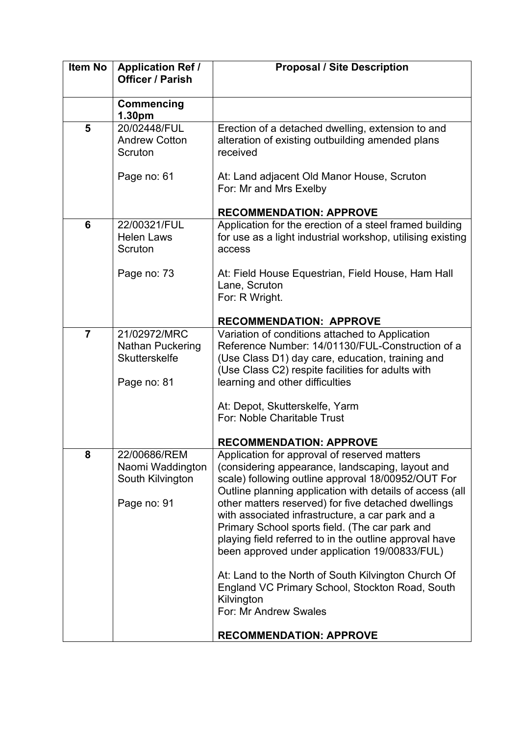| Item No | Application Ref / Officer / Parish | Proposal / Site Description |
|---|---|---|
| | **Commencing 1.30pm** | |
| **5** | 20/02448/FUL<br>Andrew Cotton<br>Scruton<br><br>Page no: 61 | Erection of a detached dwelling, extension to and alteration of existing outbuilding amended plans received<br><br>At: Land adjacent Old Manor House, Scruton<br>For: Mr and Mrs Exelby<br><br>**RECOMMENDATION: APPROVE** |
| **6** | 22/00321/FUL<br>Helen Laws<br>Scruton<br><br>Page no: 73 | Application for the erection of a steel framed building for use as a light industrial workshop, utilising existing access<br><br>At: Field House Equestrian, Field House, Ham Hall Lane, Scruton<br>For: R Wright.<br><br>**RECOMMENDATION: APPROVE** |
| **7** | 21/02972/MRC<br>Nathan Puckering<br>Skutterskelfe<br><br>Page no: 81 | Variation of conditions attached to Application Reference Number: 14/01130/FUL-Construction of a (Use Class D1) day care, education, training and (Use Class C2) respite facilities for adults with learning and other difficulties<br><br>At: Depot, Skutterskelfe, Yarm<br>For: Noble Charitable Trust<br><br>**RECOMMENDATION: APPROVE** |
| **8** | 22/00686/REM<br>Naomi Waddington<br>South Kilvington<br><br>Page no: 91 | Application for approval of reserved matters (considering appearance, landscaping, layout and scale) following outline approval 18/00952/OUT For Outline planning application with details of access (all other matters reserved) for five detached dwellings with associated infrastructure, a car park and a Primary School sports field. (The car park and playing field referred to in the outline approval have been approved under application 19/00833/FUL)<br><br>At: Land to the North of South Kilvington Church Of England VC Primary School, Stockton Road, South Kilvington<br>For: Mr Andrew Swales<br><br>**RECOMMENDATION: APPROVE** |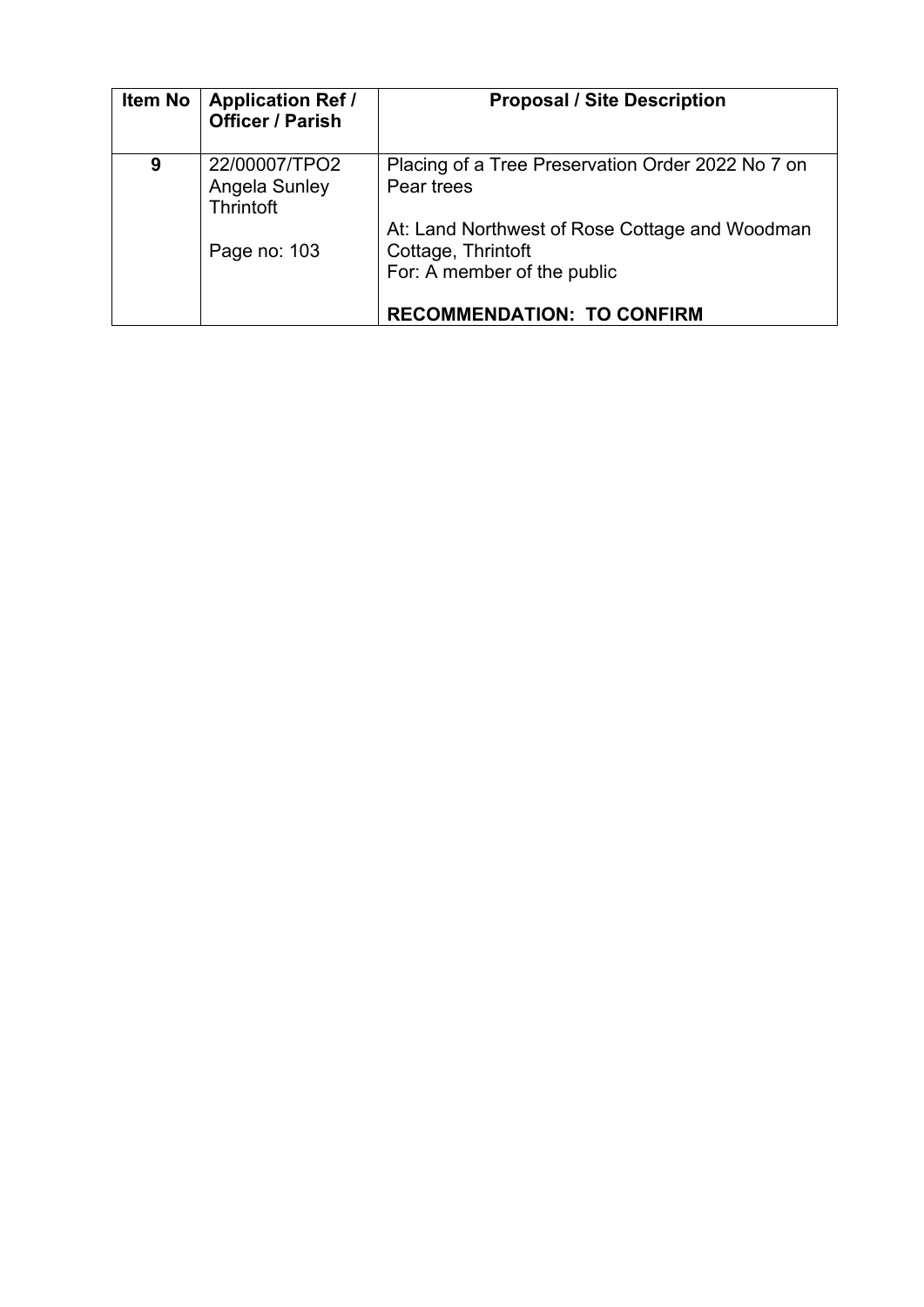| Item No | Application Ref / Officer / Parish | Proposal / Site Description |
|---|---|---|
| 9 | 22/00007/TPO2<br>Angela Sunley<br>Thrintoft<br><br>Page no: 103 | Placing of a Tree Preservation Order 2022 No 7 on Pear trees<br><br>At: Land Northwest of Rose Cottage and Woodman Cottage, Thrintoft<br>For: A member of the public<br><br>**RECOMMENDATION: TO CONFIRM** |